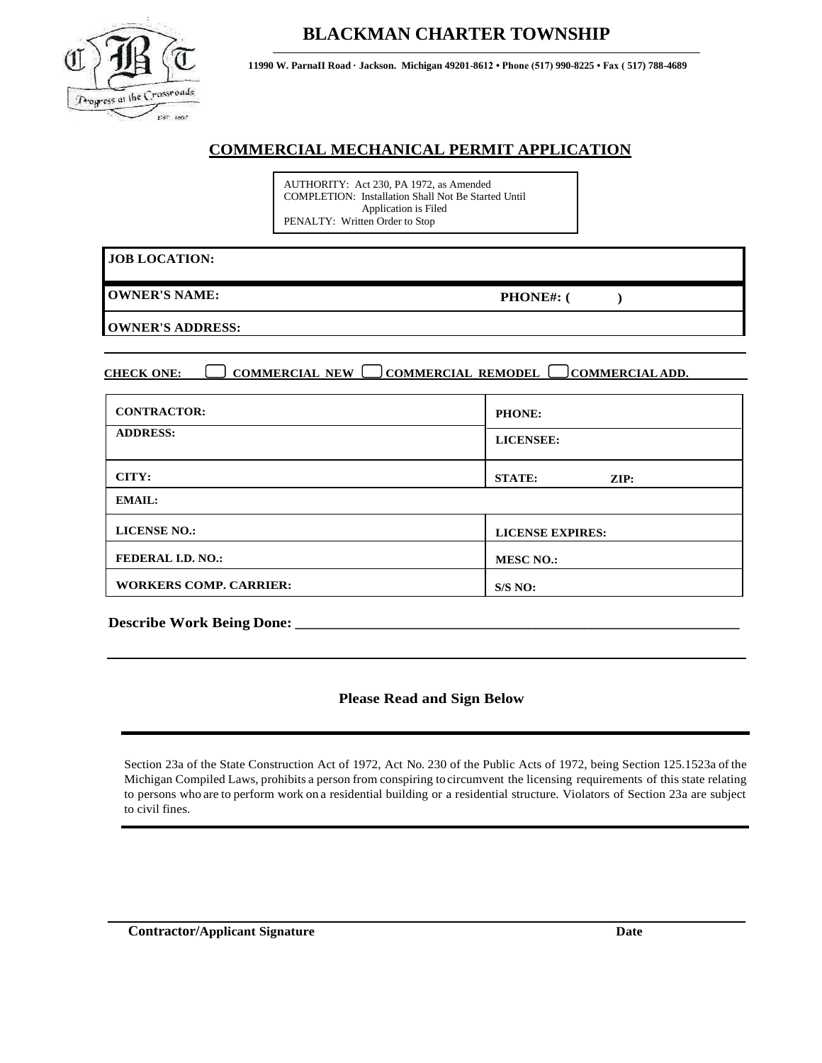# BLACKMAN CHARTER TOWNSHIP

**11990 W. ParnaII Road · Jackson. Michigan 49201-8612 • Phone (517) 990-8225 • Fax ( 517) 788-4689**

## COMMERCIAL MECHANICAL PERMIT APPLICATION

AUTHORITY: Act 230, PA 1972, as Amended
COMPLETION: Installation Shall Not Be Started Until Application is Filed
PENALTY: Written Order to Stop

**JOB LOCATION:**

**OWNER'S NAME:** **PHONE#: ( )**

**OWNER'S ADDRESS:**

**CHECK ONE:** ☐ **COMMERCIAL NEW** ☐ **COMMERCIAL REMODEL** ☐ **COMMERCIAL ADD.**

| | |
|---|---|
| **CONTRACTOR:** | **PHONE:** |
| **ADDRESS:** | **LICENSEE:** |
| **CITY:** | **STATE:** **ZIP:** |
| **EMAIL:** | |
| **LICENSE NO.:** | **LICENSE EXPIRES:** |
| **FEDERAL I.D. NO.:** | **MESC NO.:** |
| **WORKERS COMP. CARRIER:** | **S/S NO:** |

**Describe Work Being Done:** ______________________________________________________________

______________________________________________________________________________

**Please Read and Sign Below**

Section 23a of the State Construction Act of 1972, Act No. 230 of the Public Acts of 1972, being Section 125.1523a of the Michigan Compiled Laws, prohibits a person from conspiring to circumvent the licensing requirements of this state relating to persons who are to perform work on a residential building or a residential structure. Violators of Section 23a are subject to civil fines.

______________________________________________________________________________

**Contractor/Applicant Signature** **Date**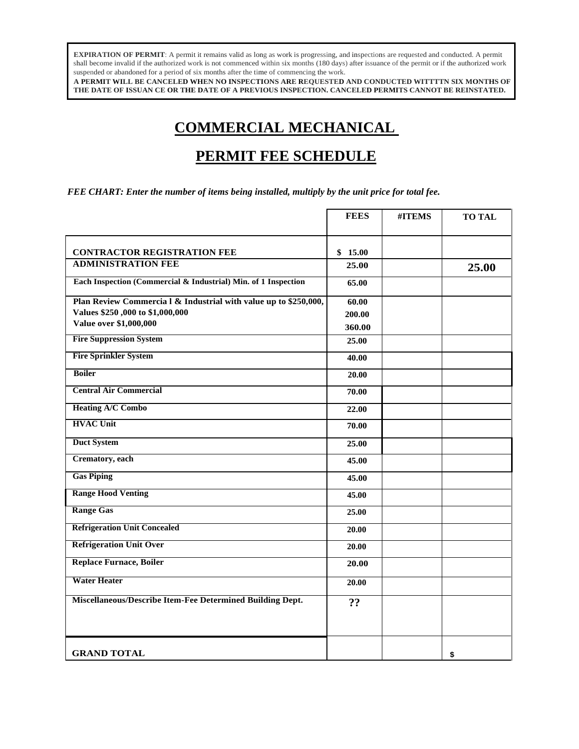**EXPIRATION OF PERMIT**: A permit it remains valid as long as work is progressing, and inspections are requested and conducted. A permit shall become invalid if the authorized work is not commenced within six months (180 days) after issuance of the permit or if the authorized work suspended or abandoned for a period of six months after the time of commencing the work.

**A PERMIT WILL BE CANCELED WHEN NO INSPECTIONS ARE REQUESTED AND CONDUCTED WITTTTN SIX MONTHS OF THE DATE OF ISSUAN CE OR THE DATE OF A PREVIOUS INSPECTION. CANCELED PERMITS CANNOT BE REINSTATED.**

# COMMERCIAL MECHANICAL

# PERMIT FEE SCHEDULE

***FEE CHART: Enter the number of items being installed, multiply by the unit price for total fee.***

| | FEES | #ITEMS | TO TAL |
|---|---|---|---|
| **CONTRACTOR REGISTRATION FEE** | **$ 15.00** | | |
| **ADMINISTRATION FEE** | **25.00** | | **25.00** |
| **Each Inspection (Commercial & Industrial) Min. of 1 Inspection** | **65.00** | | |
| **Plan Review Commercia l & Industrial with value up to $250,000,**<br>**Values $250 ,000 to $1,000,000**<br>**Value over $1,000,000** | **60.00**<br>**200.00**<br>**360.00** | | |
| **Fire Suppression System** | **25.00** | | |
| **Fire Sprinkler System** | **40.00** | | |
| **Boiler** | **20.00** | | |
| **Central Air Commercial** | **70.00** | | |
| **Heating A/C Combo** | **22.00** | | |
| **HVAC Unit** | **70.00** | | |
| **Duct System** | **25.00** | | |
| **Crematory, each** | **45.00** | | |
| **Gas Piping** | **45.00** | | |
| **Range Hood Venting** | **45.00** | | |
| **Range Gas** | **25.00** | | |
| **Refrigeration Unit Concealed** | **20.00** | | |
| **Refrigeration Unit Over** | **20.00** | | |
| **Replace Furnace, Boiler** | **20.00** | | |
| **Water Heater** | **20.00** | | |
| **Miscellaneous/Describe Item-Fee Determined Building Dept.** | **??** | | |
| **GRAND TOTAL** | | | **$** |